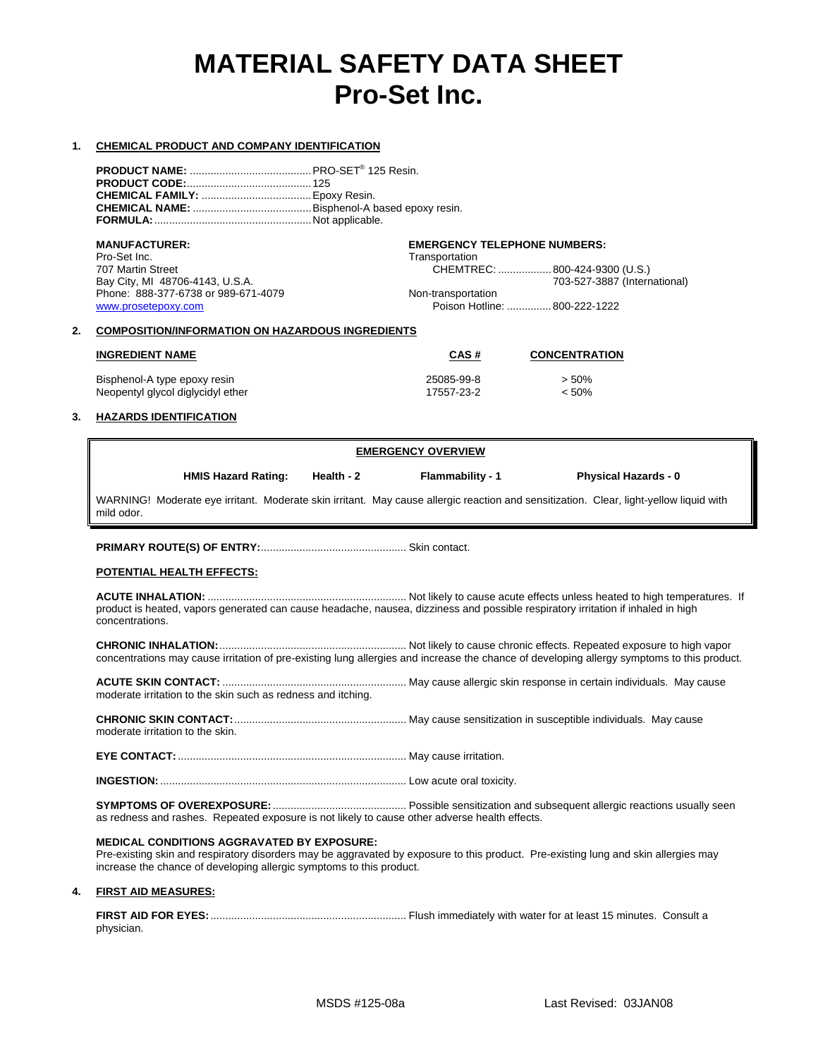# MATERIAL SAFETY DATA SHEET
# Pro-Set Inc.

## 1. CHEMICAL PRODUCT AND COMPANY IDENTIFICATION

**PRODUCT NAME:** ......................................... PRO-SET® 125 Resin.
**PRODUCT CODE:**........................................... 125
**CHEMICAL FAMILY:** ..................................... Epoxy Resin.
**CHEMICAL NAME:** ....................................... Bisphenol-A based epoxy resin.
**FORMULA:**..................................................... Not applicable.

**MANUFACTURER:**
Pro-Set Inc.
707 Martin Street
Bay City, MI 48706-4143, U.S.A.
Phone: 888-377-6738 or 989-671-4079
www.prosetepoxy.com

**EMERGENCY TELEPHONE NUMBERS:**
Transportation
CHEMTREC: .................. 800-424-9300 (U.S.)
703-527-3887 (International)
Non-transportation
Poison Hotline: ............... 800-222-1222

## 2. COMPOSITION/INFORMATION ON HAZARDOUS INGREDIENTS

| INGREDIENT NAME | CAS # | CONCENTRATION |
|---|---|---|
| Bisphenol-A type epoxy resin | 25085-99-8 | > 50% |
| Neopentyl glycol diglycidyl ether | 17557-23-2 | < 50% |

## 3. HAZARDS IDENTIFICATION

**EMERGENCY OVERVIEW**

**HMIS Hazard Rating:** **Health - 2** **Flammability - 1** **Physical Hazards - 0**

WARNING! Moderate eye irritant. Moderate skin irritant. May cause allergic reaction and sensitization. Clear, light-yellow liquid with mild odor.

**PRIMARY ROUTE(S) OF ENTRY:**................................................. Skin contact.

**POTENTIAL HEALTH EFFECTS:**

**ACUTE INHALATION:** ................................................................... Not likely to cause acute effects unless heated to high temperatures. If product is heated, vapors generated can cause headache, nausea, dizziness and possible respiratory irritation if inhaled in high concentrations.

**CHRONIC INHALATION:**............................................................... Not likely to cause chronic effects. Repeated exposure to high vapor concentrations may cause irritation of pre-existing lung allergies and increase the chance of developing allergy symptoms to this product.

**ACUTE SKIN CONTACT:** .............................................................. May cause allergic skin response in certain individuals. May cause moderate irritation to the skin such as redness and itching.

**CHRONIC SKIN CONTACT:**.......................................................... May cause sensitization in susceptible individuals. May cause moderate irritation to the skin.

**EYE CONTACT:**............................................................................. May cause irritation.

**INGESTION:** .................................................................................. Low acute oral toxicity.

**SYMPTOMS OF OVEREXPOSURE:**............................................. Possible sensitization and subsequent allergic reactions usually seen as redness and rashes. Repeated exposure is not likely to cause other adverse health effects.

**MEDICAL CONDITIONS AGGRAVATED BY EXPOSURE:**
Pre-existing skin and respiratory disorders may be aggravated by exposure to this product. Pre-existing lung and skin allergies may increase the chance of developing allergic symptoms to this product.

## 4. FIRST AID MEASURES:

**FIRST AID FOR EYES:**.................................................................. Flush immediately with water for at least 15 minutes. Consult a physician.

MSDS #125-08a Last Revised: 03JAN08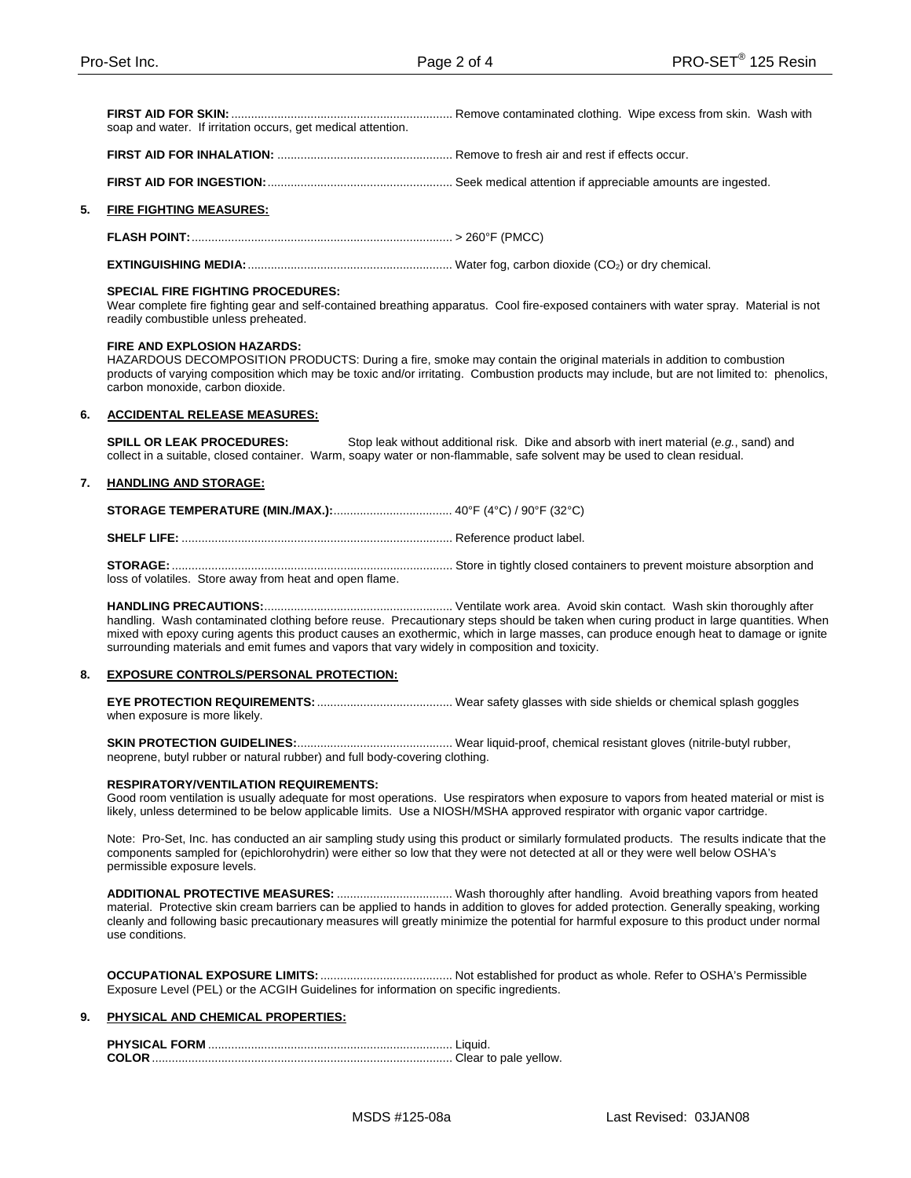**FIRST AID FOR SKIN:** ................................................................... Remove contaminated clothing. Wipe excess from skin. Wash with soap and water. If irritation occurs, get medical attention.

**FIRST AID FOR INHALATION:** ..................................................... Remove to fresh air and rest if effects occur.

**FIRST AID FOR INGESTION:** ........................................................ Seek medical attention if appreciable amounts are ingested.

## 5. FIRE FIGHTING MEASURES:

**FLASH POINT:** ............................................................................... > 260°F (PMCC)

**EXTINGUISHING MEDIA:** ............................................................. Water fog, carbon dioxide ($CO_2$) or dry chemical.

**SPECIAL FIRE FIGHTING PROCEDURES:**
Wear complete fire fighting gear and self-contained breathing apparatus. Cool fire-exposed containers with water spray. Material is not readily combustible unless preheated.

**FIRE AND EXPLOSION HAZARDS:**
HAZARDOUS DECOMPOSITION PRODUCTS: During a fire, smoke may contain the original materials in addition to combustion products of varying composition which may be toxic and/or irritating. Combustion products may include, but are not limited to: phenolics, carbon monoxide, carbon dioxide.

## 6. ACCIDENTAL RELEASE MEASURES:

**SPILL OR LEAK PROCEDURES:** Stop leak without additional risk. Dike and absorb with inert material (*e.g.*, sand) and collect in a suitable, closed container. Warm, soapy water or non-flammable, safe solvent may be used to clean residual.

## 7. HANDLING AND STORAGE:

**STORAGE TEMPERATURE (MIN./MAX.):** .................................... 40°F (4°C) / 90°F (32°C)

**SHELF LIFE:** ................................................................................. Reference product label.

**STORAGE:** ..................................................................................... Store in tightly closed containers to prevent moisture absorption and loss of volatiles. Store away from heat and open flame.

**HANDLING PRECAUTIONS:** ......................................................... Ventilate work area. Avoid skin contact. Wash skin thoroughly after handling. Wash contaminated clothing before reuse. Precautionary steps should be taken when curing product in large quantities. When mixed with epoxy curing agents this product causes an exothermic, which in large masses, can produce enough heat to damage or ignite surrounding materials and emit fumes and vapors that vary widely in composition and toxicity.

## 8. EXPOSURE CONTROLS/PERSONAL PROTECTION:

**EYE PROTECTION REQUIREMENTS:** ......................................... Wear safety glasses with side shields or chemical splash goggles when exposure is more likely.

**SKIN PROTECTION GUIDELINES:** ............................................... Wear liquid-proof, chemical resistant gloves (nitrile-butyl rubber, neoprene, butyl rubber or natural rubber) and full body-covering clothing.

**RESPIRATORY/VENTILATION REQUIREMENTS:**
Good room ventilation is usually adequate for most operations. Use respirators when exposure to vapors from heated material or mist is likely, unless determined to be below applicable limits. Use a NIOSH/MSHA approved respirator with organic vapor cartridge.

Note: Pro-Set, Inc. has conducted an air sampling study using this product or similarly formulated products. The results indicate that the components sampled for (epichlorohydrin) were either so low that they were not detected at all or they were well below OSHA's permissible exposure levels.

**ADDITIONAL PROTECTIVE MEASURES:** ................................... Wash thoroughly after handling. Avoid breathing vapors from heated material. Protective skin cream barriers can be applied to hands in addition to gloves for added protection. Generally speaking, working cleanly and following basic precautionary measures will greatly minimize the potential for harmful exposure to this product under normal use conditions.

**OCCUPATIONAL EXPOSURE LIMITS:** ........................................ Not established for product as whole. Refer to OSHA's Permissible Exposure Level (PEL) or the ACGIH Guidelines for information on specific ingredients.

## 9. PHYSICAL AND CHEMICAL PROPERTIES:

**PHYSICAL FORM** ......................................................................... Liquid.
**COLOR** .......................................................................................... Clear to pale yellow.

MSDS #125-08a Last Revised: 03JAN08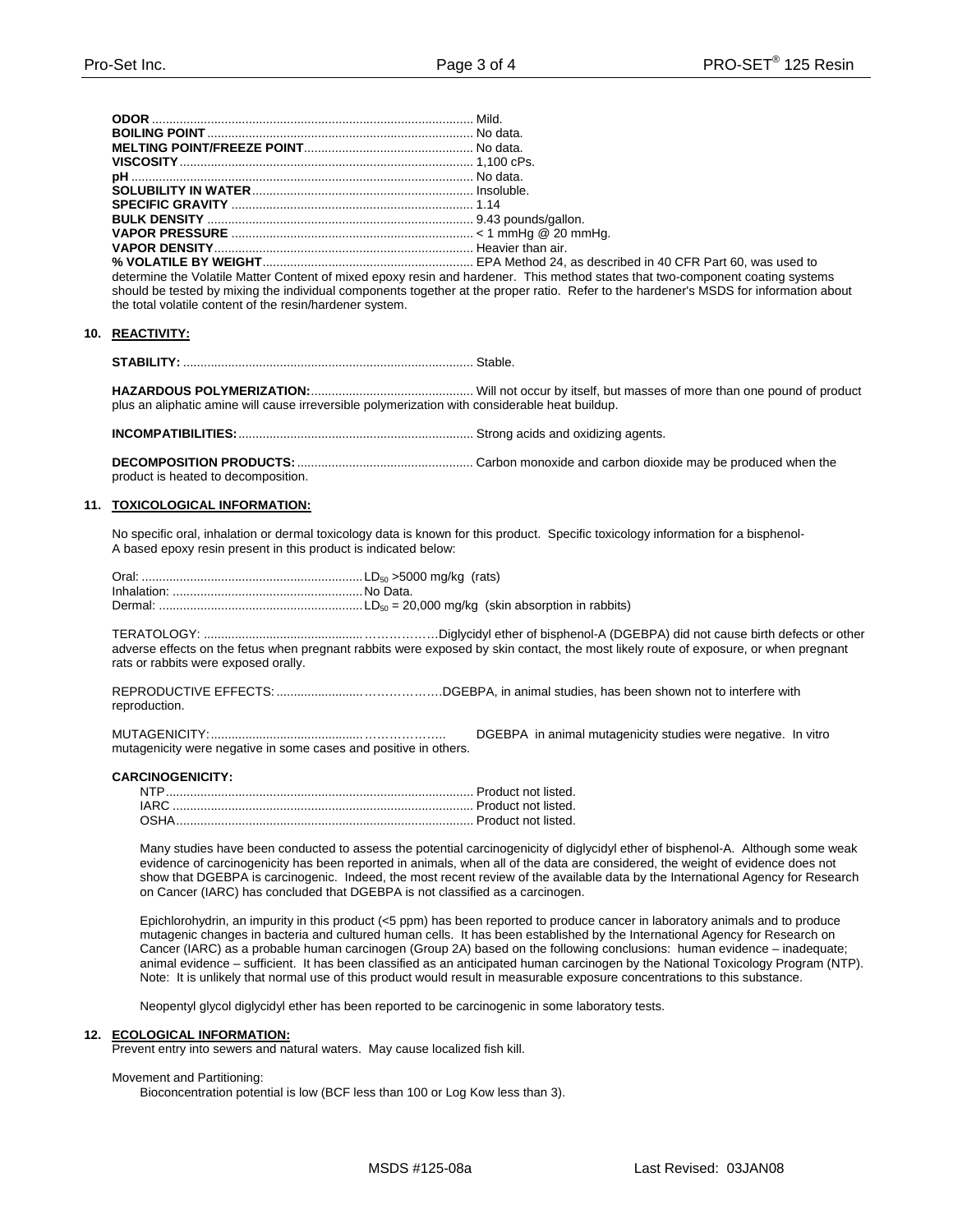**ODOR** .......................................................................................... Mild.
**BOILING POINT** ............................................................................ No data.
**MELTING POINT/FREEZE POINT**................................................. No data.
**VISCOSITY**.................................................................................... 1,100 cPs.
**pH** ................................................................................................ No data.
**SOLUBILITY IN WATER**................................................................ Insoluble.
**SPECIFIC GRAVITY** ...................................................................... 1.14
**BULK DENSITY** ............................................................................. 9.43 pounds/gallon.
**VAPOR PRESSURE** ...................................................................... < 1 mmHg @ 20 mmHg.
**VAPOR DENSITY**............................................................................ Heavier than air.
**% VOLATILE BY WEIGHT**............................................................ EPA Method 24, as described in 40 CFR Part 60, was used to determine the Volatile Matter Content of mixed epoxy resin and hardener. This method states that two-component coating systems should be tested by mixing the individual components together at the proper ratio. Refer to the hardener's MSDS for information about the total volatile content of the resin/hardener system.

## 10. REACTIVITY:

**STABILITY:** .................................................................................... Stable.

**HAZARDOUS POLYMERIZATION:**.............................................. Will not occur by itself, but masses of more than one pound of product plus an aliphatic amine will cause irreversible polymerization with considerable heat buildup.

**INCOMPATIBILITIES:**.................................................................... Strong acids and oxidizing agents.

**DECOMPOSITION PRODUCTS:**................................................... Carbon monoxide and carbon dioxide may be produced when the product is heated to decomposition.

## 11. TOXICOLOGICAL INFORMATION:

No specific oral, inhalation or dermal toxicology data is known for this product. Specific toxicology information for a bisphenol-A based epoxy resin present in this product is indicated below:

Oral: ................................................................ $LD_{50}$ >5000 mg/kg (rats)
Inhalation: ....................................................... No Data.
Dermal: ........................................................... $LD_{50}$ = 20,000 mg/kg (skin absorption in rabbits)

TERATOLOGY: ..............................................………………Diglycidyl ether of bisphenol-A (DGEBPA) did not cause birth defects or other adverse effects on the fetus when pregnant rabbits were exposed by skin contact, the most likely route of exposure, or when pregnant rats or rabbits were exposed orally.

REPRODUCTIVE EFFECTS: ........................………………..DGEBPA, in animal studies, has been shown not to interfere with reproduction.

MUTAGENICITY:...........................................……………….. DGEBPA in animal mutagenicity studies were negative. In vitro mutagenicity were negative in some cases and positive in others.

**CARCINOGENICITY:**

NTP......................................................................................... Product not listed.
IARC ...................................................................................... Product not listed.
OSHA...................................................................................... Product not listed.

Many studies have been conducted to assess the potential carcinogenicity of diglycidyl ether of bisphenol-A. Although some weak evidence of carcinogenicity has been reported in animals, when all of the data are considered, the weight of evidence does not show that DGEBPA is carcinogenic. Indeed, the most recent review of the available data by the International Agency for Research on Cancer (IARC) has concluded that DGEBPA is not classified as a carcinogen.

Epichlorohydrin, an impurity in this product (<5 ppm) has been reported to produce cancer in laboratory animals and to produce mutagenic changes in bacteria and cultured human cells. It has been established by the International Agency for Research on Cancer (IARC) as a probable human carcinogen (Group 2A) based on the following conclusions: human evidence – inadequate; animal evidence – sufficient. It has been classified as an anticipated human carcinogen by the National Toxicology Program (NTP). Note: It is unlikely that normal use of this product would result in measurable exposure concentrations to this substance.

Neopentyl glycol diglycidyl ether has been reported to be carcinogenic in some laboratory tests.

## 12. ECOLOGICAL INFORMATION:

Prevent entry into sewers and natural waters. May cause localized fish kill.

Movement and Partitioning:
Bioconcentration potential is low (BCF less than 100 or Log Kow less than 3).

MSDS #125-08a Last Revised: 03JAN08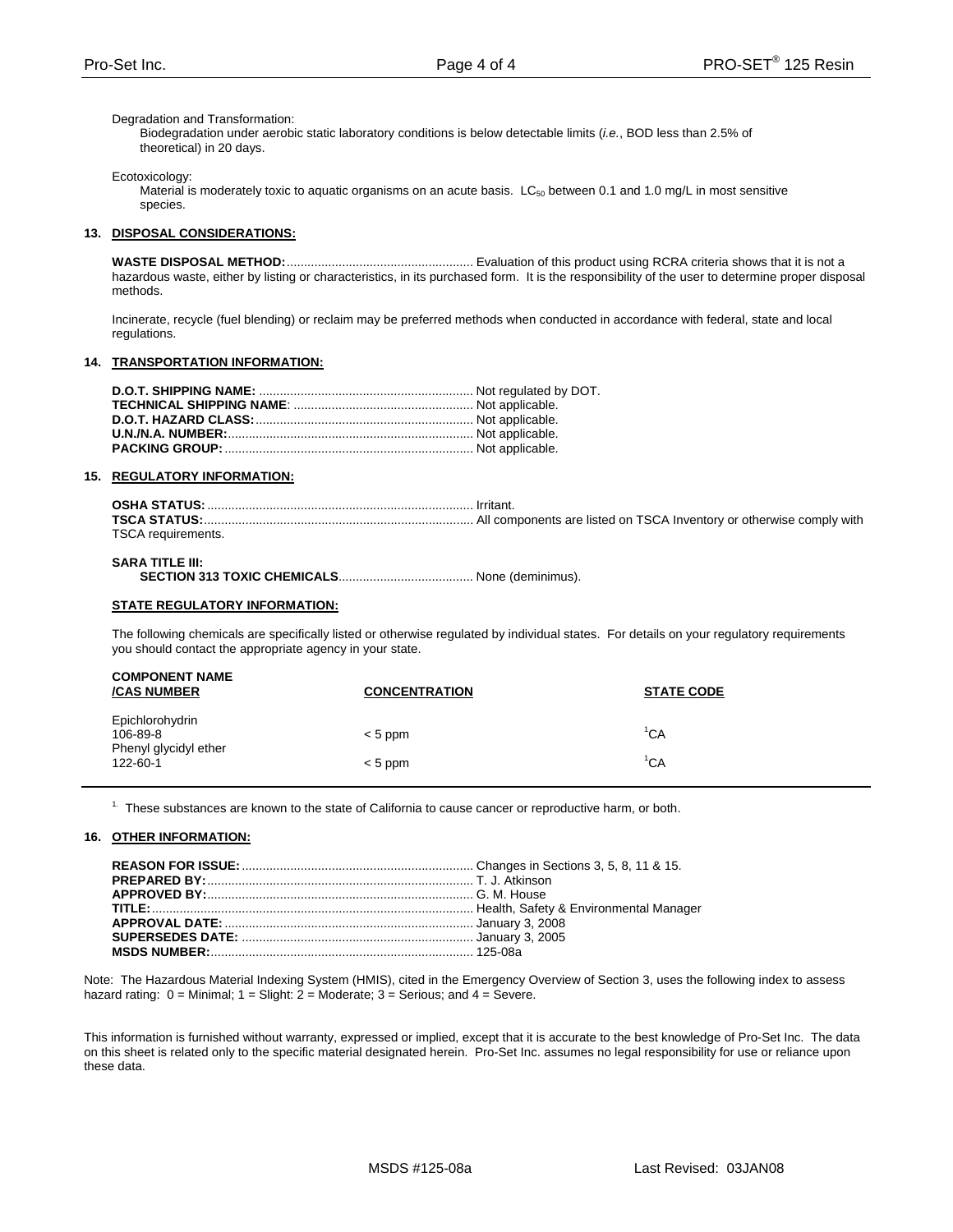Degradation and Transformation:

Biodegradation under aerobic static laboratory conditions is below detectable limits (*i.e.*, BOD less than 2.5% of theoretical) in 20 days.

Ecotoxicology:

Material is moderately toxic to aquatic organisms on an acute basis. $LC_{50}$ between 0.1 and 1.0 mg/L in most sensitive species.

## 13. DISPOSAL CONSIDERATIONS:

**WASTE DISPOSAL METHOD:**...................................................... Evaluation of this product using RCRA criteria shows that it is not a hazardous waste, either by listing or characteristics, in its purchased form. It is the responsibility of the user to determine proper disposal methods.

Incinerate, recycle (fuel blending) or reclaim may be preferred methods when conducted in accordance with federal, state and local regulations.

## 14. TRANSPORTATION INFORMATION:

**D.O.T. SHIPPING NAME:** ............................................................. Not regulated by DOT.
**TECHNICAL SHIPPING NAME**: .................................................. Not applicable.
**D.O.T. HAZARD CLASS:**.............................................................. Not applicable.
**U.N./N.A. NUMBER:**...................................................................... Not applicable.
**PACKING GROUP:**........................................................................ Not applicable.

## 15. REGULATORY INFORMATION:

**OSHA STATUS:**............................................................................ Irritant.
**TSCA STATUS:**............................................................................. All components are listed on TSCA Inventory or otherwise comply with TSCA requirements.

**SARA TITLE III:**
**SECTION 313 TOXIC CHEMICALS**....................................... None (deminimus).

**STATE REGULATORY INFORMATION:**

The following chemicals are specifically listed or otherwise regulated by individual states. For details on your regulatory requirements you should contact the appropriate agency in your state.

| COMPONENT NAME /CAS NUMBER | CONCENTRATION | STATE CODE |
|---|---|---|
| Epichlorohydrin 106-89-8 | < 5 ppm | [1]CA |
| Phenyl glycidyl ether 122-60-1 | < 5 ppm | [1]CA |

[1] These substances are known to the state of California to cause cancer or reproductive harm, or both.

## 16. OTHER INFORMATION:

**REASON FOR ISSUE:**................................................................... Changes in Sections 3, 5, 8, 11 & 15.
**PREPARED BY:**............................................................................. T. J. Atkinson
**APPROVED BY:**............................................................................ G. M. House
**TITLE:**............................................................................................ Health, Safety & Environmental Manager
**APPROVAL DATE:**........................................................................ January 3, 2008
**SUPERSEDES DATE:** ................................................................... January 3, 2005
**MSDS NUMBER:**............................................................................ 125-08a

Note: The Hazardous Material Indexing System (HMIS), cited in the Emergency Overview of Section 3, uses the following index to assess hazard rating: 0 = Minimal; 1 = Slight: 2 = Moderate; 3 = Serious; and 4 = Severe.

This information is furnished without warranty, expressed or implied, except that it is accurate to the best knowledge of Pro-Set Inc. The data on this sheet is related only to the specific material designated herein. Pro-Set Inc. assumes no legal responsibility for use or reliance upon these data.